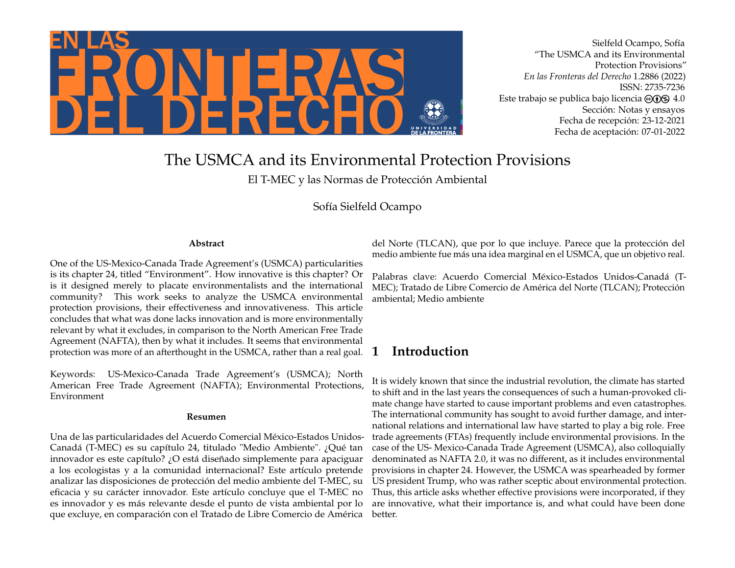Sielfeld Ocampo, Sofía
"The USMCA and its Environmental Protection Provisions"
*En las Fronteras del Derecho* 1.2886 (2022)
ISSN: 2735-7236
Este trabajo se publica bajo licencia CC BY NC 4.0
Sección: Notas y ensayos
Fecha de recepción: 23-12-2021
Fecha de aceptación: 07-01-2022

# The USMCA and its Environmental Protection Provisions

## El T-MEC y las Normas de Protección Ambiental

Sofía Sielfeld Ocampo

**Abstract**

One of the US-Mexico-Canada Trade Agreement's (USMCA) particularities is its chapter 24, titled "Environment". How innovative is this chapter? Or is it designed merely to placate environmentalists and the international community? This work seeks to analyze the USMCA environmental protection provisions, their effectiveness and innovativeness. This article concludes that what was done lacks innovation and is more environmentally relevant by what it excludes, in comparison to the North American Free Trade Agreement (NAFTA), then by what it includes. It seems that environmental protection was more of an afterthought in the USMCA, rather than a real goal.

Keywords: US-Mexico-Canada Trade Agreement's (USMCA); North American Free Trade Agreement (NAFTA); Environmental Protections, Environment

**Resumen**

Una de las particularidades del Acuerdo Comercial México-Estados Unidos-Canadá (T-MEC) es su capítulo 24, titulado "Medio Ambiente". ¿Qué tan innovador es este capítulo? ¿O está diseñado simplemente para apaciguar a los ecologistas y a la comunidad internacional? Este artículo pretende analizar las disposiciones de protección del medio ambiente del T-MEC, su eficacia y su carácter innovador. Este artículo concluye que el T-MEC no es innovador y es más relevante desde el punto de vista ambiental por lo que excluye, en comparación con el Tratado de Libre Comercio de América del Norte (TLCAN), que por lo que incluye. Parece que la protección del medio ambiente fue más una idea marginal en el USMCA, que un objetivo real.

Palabras clave: Acuerdo Comercial México-Estados Unidos-Canadá (T-MEC); Tratado de Libre Comercio de América del Norte (TLCAN); Protección ambiental; Medio ambiente

## 1 Introduction

It is widely known that since the industrial revolution, the climate has started to shift and in the last years the consequences of such a human-provoked climate change have started to cause important problems and even catastrophes. The international community has sought to avoid further damage, and international relations and international law have started to play a big role. Free trade agreements (FTAs) frequently include environmental provisions. In the case of the US- Mexico-Canada Trade Agreement (USMCA), also colloquially denominated as NAFTA 2.0, it was no different, as it includes environmental provisions in chapter 24. However, the USMCA was spearheaded by former US president Trump, who was rather sceptic about environmental protection. Thus, this article asks whether effective provisions were incorporated, if they are innovative, what their importance is, and what could have been done better.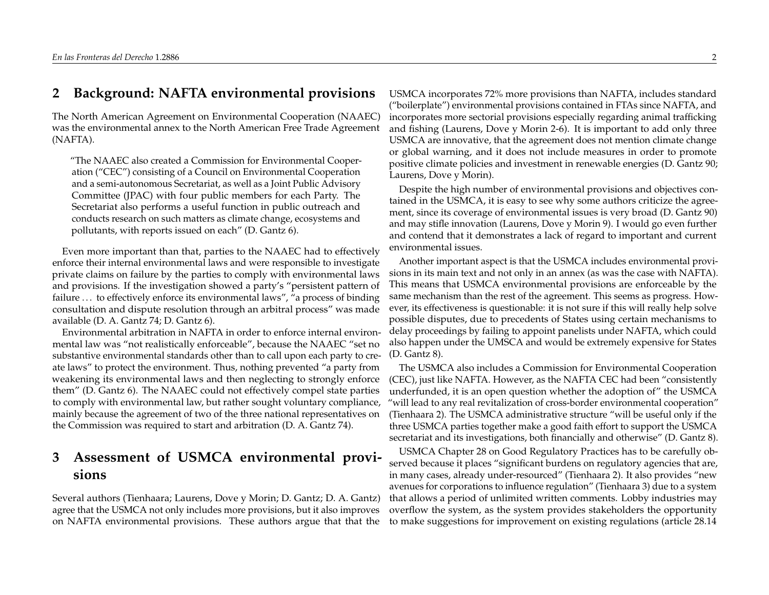## 2 Background: NAFTA environmental provisions

The North American Agreement on Environmental Cooperation (NAAEC) was the environmental annex to the North American Free Trade Agreement (NAFTA).

> "The NAAEC also created a Commission for Environmental Cooperation ("CEC") consisting of a Council on Environmental Cooperation and a semi-autonomous Secretariat, as well as a Joint Public Advisory Committee (JPAC) with four public members for each Party. The Secretariat also performs a useful function in public outreach and conducts research on such matters as climate change, ecosystems and pollutants, with reports issued on each" (D. Gantz 6).

Even more important than that, parties to the NAAEC had to effectively enforce their internal environmental laws and were responsible to investigate private claims on failure by the parties to comply with environmental laws and provisions. If the investigation showed a party's "persistent pattern of failure … to effectively enforce its environmental laws", "a process of binding consultation and dispute resolution through an arbitral process" was made available (D. A. Gantz 74; D. Gantz 6).

Environmental arbitration in NAFTA in order to enforce internal environmental law was "not realistically enforceable", because the NAAEC "set no substantive environmental standards other than to call upon each party to create laws" to protect the environment. Thus, nothing prevented "a party from weakening its environmental laws and then neglecting to strongly enforce them" (D. Gantz 6). The NAAEC could not effectively compel state parties to comply with environmental law, but rather sought voluntary compliance, mainly because the agreement of two of the three national representatives on the Commission was required to start and arbitration (D. A. Gantz 74).

## 3 Assessment of USMCA environmental provisions

Several authors (Tienhaara; Laurens, Dove y Morin; D. Gantz; D. A. Gantz) agree that the USMCA not only includes more provisions, but it also improves on NAFTA environmental provisions. These authors argue that that the USMCA incorporates 72% more provisions than NAFTA, includes standard ("boilerplate") environmental provisions contained in FTAs since NAFTA, and incorporates more sectorial provisions especially regarding animal trafficking and fishing (Laurens, Dove y Morin 2-6). It is important to add only three USMCA are innovative, that the agreement does not mention climate change or global warning, and it does not include measures in order to promote positive climate policies and investment in renewable energies (D. Gantz 90; Laurens, Dove y Morin).

Despite the high number of environmental provisions and objectives contained in the USMCA, it is easy to see why some authors criticize the agreement, since its coverage of environmental issues is very broad (D. Gantz 90) and may stifle innovation (Laurens, Dove y Morin 9). I would go even further and contend that it demonstrates a lack of regard to important and current environmental issues.

Another important aspect is that the USMCA includes environmental provisions in its main text and not only in an annex (as was the case with NAFTA). This means that USMCA environmental provisions are enforceable by the same mechanism than the rest of the agreement. This seems as progress. However, its effectiveness is questionable: it is not sure if this will really help solve possible disputes, due to precedents of States using certain mechanisms to delay proceedings by failing to appoint panelists under NAFTA, which could also happen under the UMSCA and would be extremely expensive for States (D. Gantz 8).

The USMCA also includes a Commission for Environmental Cooperation (CEC), just like NAFTA. However, as the NAFTA CEC had been "consistently underfunded, it is an open question whether the adoption of" the USMCA "will lead to any real revitalization of cross-border environmental cooperation" (Tienhaara 2). The USMCA administrative structure "will be useful only if the three USMCA parties together make a good faith effort to support the USMCA secretariat and its investigations, both financially and otherwise" (D. Gantz 8).

USMCA Chapter 28 on Good Regulatory Practices has to be carefully observed because it places "significant burdens on regulatory agencies that are, in many cases, already under-resourced" (Tienhaara 2). It also provides "new avenues for corporations to influence regulation" (Tienhaara 3) due to a system that allows a period of unlimited written comments. Lobby industries may overflow the system, as the system provides stakeholders the opportunity to make suggestions for improvement on existing regulations (article 28.14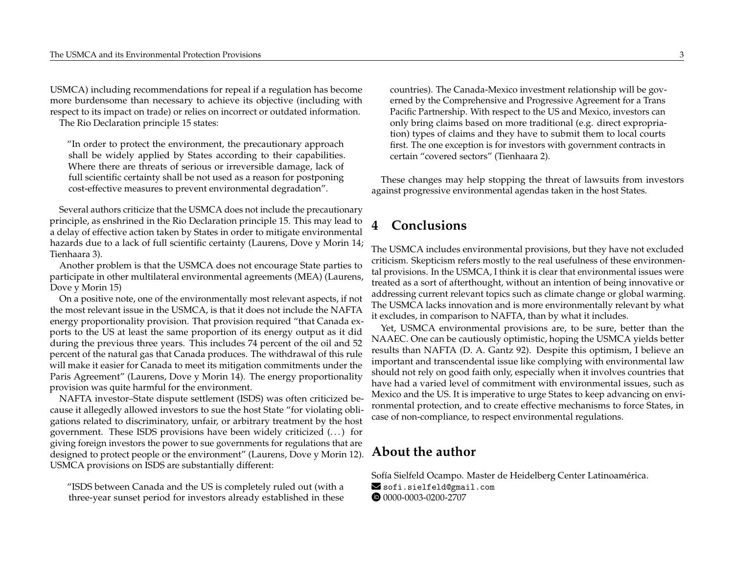USMCA) including recommendations for repeal if a regulation has become more burdensome than necessary to achieve its objective (including with respect to its impact on trade) or relies on incorrect or outdated information.

The Rio Declaration principle 15 states:

> "In order to protect the environment, the precautionary approach shall be widely applied by States according to their capabilities. Where there are threats of serious or irreversible damage, lack of full scientific certainty shall be not used as a reason for postponing cost-effective measures to prevent environmental degradation".

Several authors criticize that the USMCA does not include the precautionary principle, as enshrined in the Rio Declaration principle 15. This may lead to a delay of effective action taken by States in order to mitigate environmental hazards due to a lack of full scientific certainty (Laurens, Dove y Morin 14; Tienhaara 3).

Another problem is that the USMCA does not encourage State parties to participate in other multilateral environmental agreements (MEA) (Laurens, Dove y Morin 15)

On a positive note, one of the environmentally most relevant aspects, if not the most relevant issue in the USMCA, is that it does not include the NAFTA energy proportionality provision. That provision required "that Canada exports to the US at least the same proportion of its energy output as it did during the previous three years. This includes 74 percent of the oil and 52 percent of the natural gas that Canada produces. The withdrawal of this rule will make it easier for Canada to meet its mitigation commitments under the Paris Agreement" (Laurens, Dove y Morin 14). The energy proportionality provision was quite harmful for the environment.

NAFTA investor–State dispute settlement (ISDS) was often criticized because it allegedly allowed investors to sue the host State "for violating obligations related to discriminatory, unfair, or arbitrary treatment by the host government. These ISDS provisions have been widely criticized (...) for giving foreign investors the power to sue governments for regulations that are designed to protect people or the environment" (Laurens, Dove y Morin 12). USMCA provisions on ISDS are substantially different:

> "ISDS between Canada and the US is completely ruled out (with a three-year sunset period for investors already established in these countries). The Canada-Mexico investment relationship will be governed by the Comprehensive and Progressive Agreement for a Trans Pacific Partnership. With respect to the US and Mexico, investors can only bring claims based on more traditional (e.g. direct expropriation) types of claims and they have to submit them to local courts first. The one exception is for investors with government contracts in certain "covered sectors" (Tienhaara 2).

These changes may help stopping the threat of lawsuits from investors against progressive environmental agendas taken in the host States.

# 4 Conclusions

The USMCA includes environmental provisions, but they have not excluded criticism. Skepticism refers mostly to the real usefulness of these environmental provisions. In the USMCA, I think it is clear that environmental issues were treated as a sort of afterthought, without an intention of being innovative or addressing current relevant topics such as climate change or global warming. The USMCA lacks innovation and is more environmentally relevant by what it excludes, in comparison to NAFTA, than by what it includes.

Yet, USMCA environmental provisions are, to be sure, better than the NAAEC. One can be cautiously optimistic, hoping the USMCA yields better results than NAFTA (D. A. Gantz 92). Despite this optimism, I believe an important and transcendental issue like complying with environmental law should not rely on good faith only, especially when it involves countries that have had a varied level of commitment with environmental issues, such as Mexico and the US. It is imperative to urge States to keep advancing on environmental protection, and to create effective mechanisms to force States, in case of non-compliance, to respect environmental regulations.

# About the author

Sofía Sielfeld Ocampo. Master de Heidelberg Center Latinoamérica.
sofi.sielfeld@gmail.com
0000-0003-0200-2707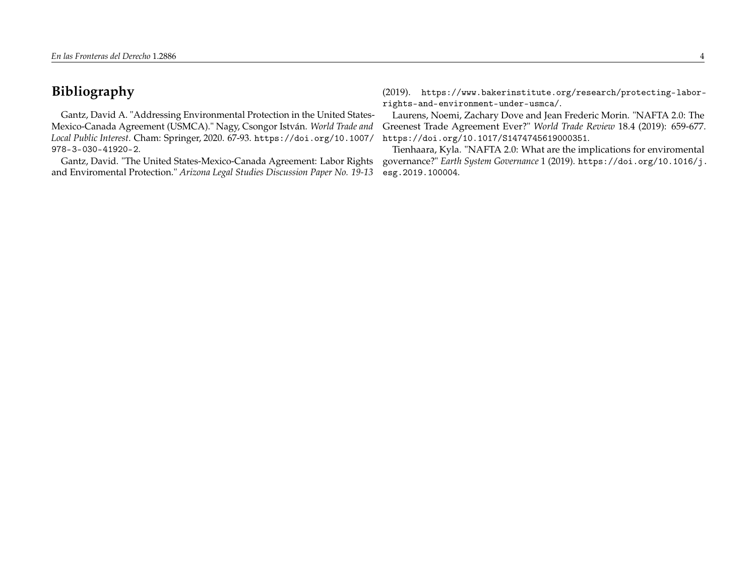## Bibliography

Gantz, David A. "Addressing Environmental Protection in the United States-Mexico-Canada Agreement (USMCA)." Nagy, Csongor István. *World Trade and Local Public Interest*. Cham: Springer, 2020. 67-93. https://doi.org/10.1007/978-3-030-41920-2.

Gantz, David. "The United States-Mexico-Canada Agreement: Labor Rights and Enviromental Protection." *Arizona Legal Studies Discussion Paper No. 19-13* (2019). https://www.bakerinstitute.org/research/protecting-labor-rights-and-environment-under-usmca/.

Laurens, Noemi, Zachary Dove and Jean Frederic Morin. "NAFTA 2.0: The Greenest Trade Agreement Ever?" *World Trade Review* 18.4 (2019): 659-677. https://doi.org/10.1017/S1474745619000351.

Tienhaara, Kyla. "NAFTA 2.0: What are the implications for enviromental governance?" *Earth System Governance* 1 (2019). https://doi.org/10.1016/j.esg.2019.100004.